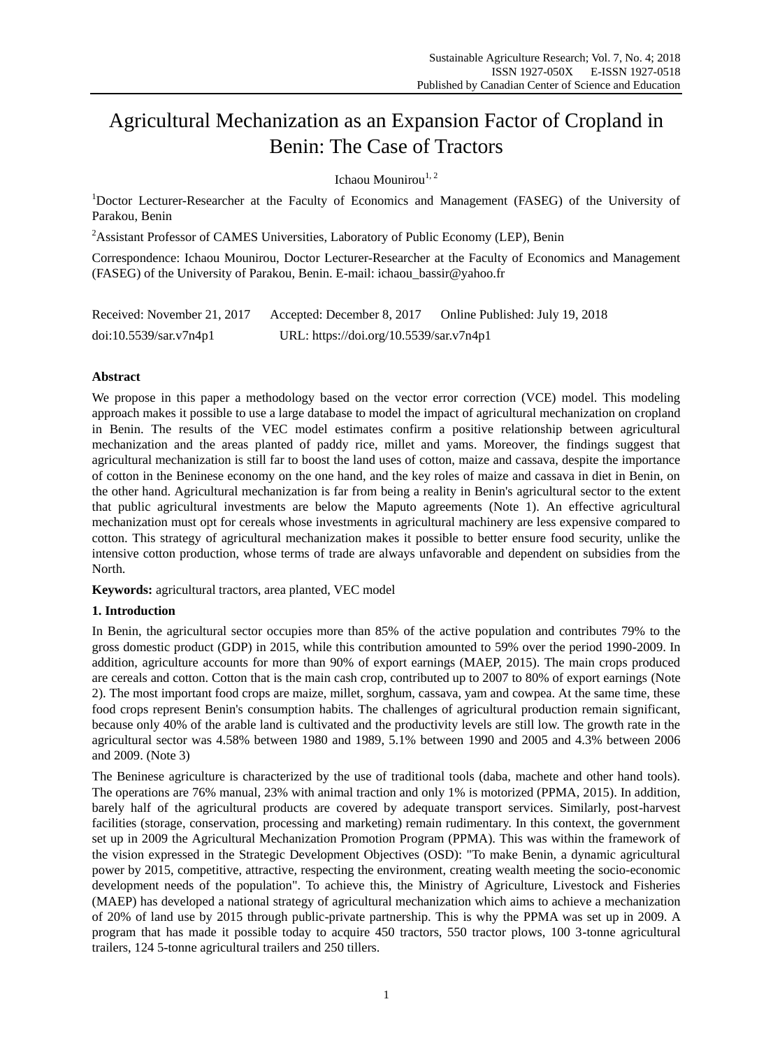# Agricultural Mechanization as an Expansion Factor of Cropland in Benin: The Case of Tractors

Ichaou Mounirou[1, 2]

[1]Doctor Lecturer-Researcher at the Faculty of Economics and Management (FASEG) of the University of Parakou, Benin

[2]Assistant Professor of CAMES Universities, Laboratory of Public Economy (LEP), Benin

Correspondence: Ichaou Mounirou, Doctor Lecturer-Researcher at the Faculty of Economics and Management (FASEG) of the University of Parakou, Benin. E-mail: ichaou_bassir@yahoo.fr

Received: November 21, 2017 Accepted: December 8, 2017 Online Published: July 19, 2018

doi:10.5539/sar.v7n4p1 URL: https://doi.org/10.5539/sar.v7n4p1

## Abstract

We propose in this paper a methodology based on the vector error correction (VCE) model. This modeling approach makes it possible to use a large database to model the impact of agricultural mechanization on cropland in Benin. The results of the VEC model estimates confirm a positive relationship between agricultural mechanization and the areas planted of paddy rice, millet and yams. Moreover, the findings suggest that agricultural mechanization is still far to boost the land uses of cotton, maize and cassava, despite the importance of cotton in the Beninese economy on the one hand, and the key roles of maize and cassava in diet in Benin, on the other hand. Agricultural mechanization is far from being a reality in Benin's agricultural sector to the extent that public agricultural investments are below the Maputo agreements (Note 1). An effective agricultural mechanization must opt for cereals whose investments in agricultural machinery are less expensive compared to cotton. This strategy of agricultural mechanization makes it possible to better ensure food security, unlike the intensive cotton production, whose terms of trade are always unfavorable and dependent on subsidies from the North.

**Keywords:** agricultural tractors, area planted, VEC model

## 1. Introduction

In Benin, the agricultural sector occupies more than 85% of the active population and contributes 79% to the gross domestic product (GDP) in 2015, while this contribution amounted to 59% over the period 1990-2009. In addition, agriculture accounts for more than 90% of export earnings (MAEP, 2015). The main crops produced are cereals and cotton. Cotton that is the main cash crop, contributed up to 2007 to 80% of export earnings (Note 2). The most important food crops are maize, millet, sorghum, cassava, yam and cowpea. At the same time, these food crops represent Benin's consumption habits. The challenges of agricultural production remain significant, because only 40% of the arable land is cultivated and the productivity levels are still low. The growth rate in the agricultural sector was 4.58% between 1980 and 1989, 5.1% between 1990 and 2005 and 4.3% between 2006 and 2009. (Note 3)

The Beninese agriculture is characterized by the use of traditional tools (daba, machete and other hand tools). The operations are 76% manual, 23% with animal traction and only 1% is motorized (PPMA, 2015). In addition, barely half of the agricultural products are covered by adequate transport services. Similarly, post-harvest facilities (storage, conservation, processing and marketing) remain rudimentary. In this context, the government set up in 2009 the Agricultural Mechanization Promotion Program (PPMA). This was within the framework of the vision expressed in the Strategic Development Objectives (OSD): "To make Benin, a dynamic agricultural power by 2015, competitive, attractive, respecting the environment, creating wealth meeting the socio-economic development needs of the population". To achieve this, the Ministry of Agriculture, Livestock and Fisheries (MAEP) has developed a national strategy of agricultural mechanization which aims to achieve a mechanization of 20% of land use by 2015 through public-private partnership. This is why the PPMA was set up in 2009. A program that has made it possible today to acquire 450 tractors, 550 tractor plows, 100 3-tonne agricultural trailers, 124 5-tonne agricultural trailers and 250 tillers.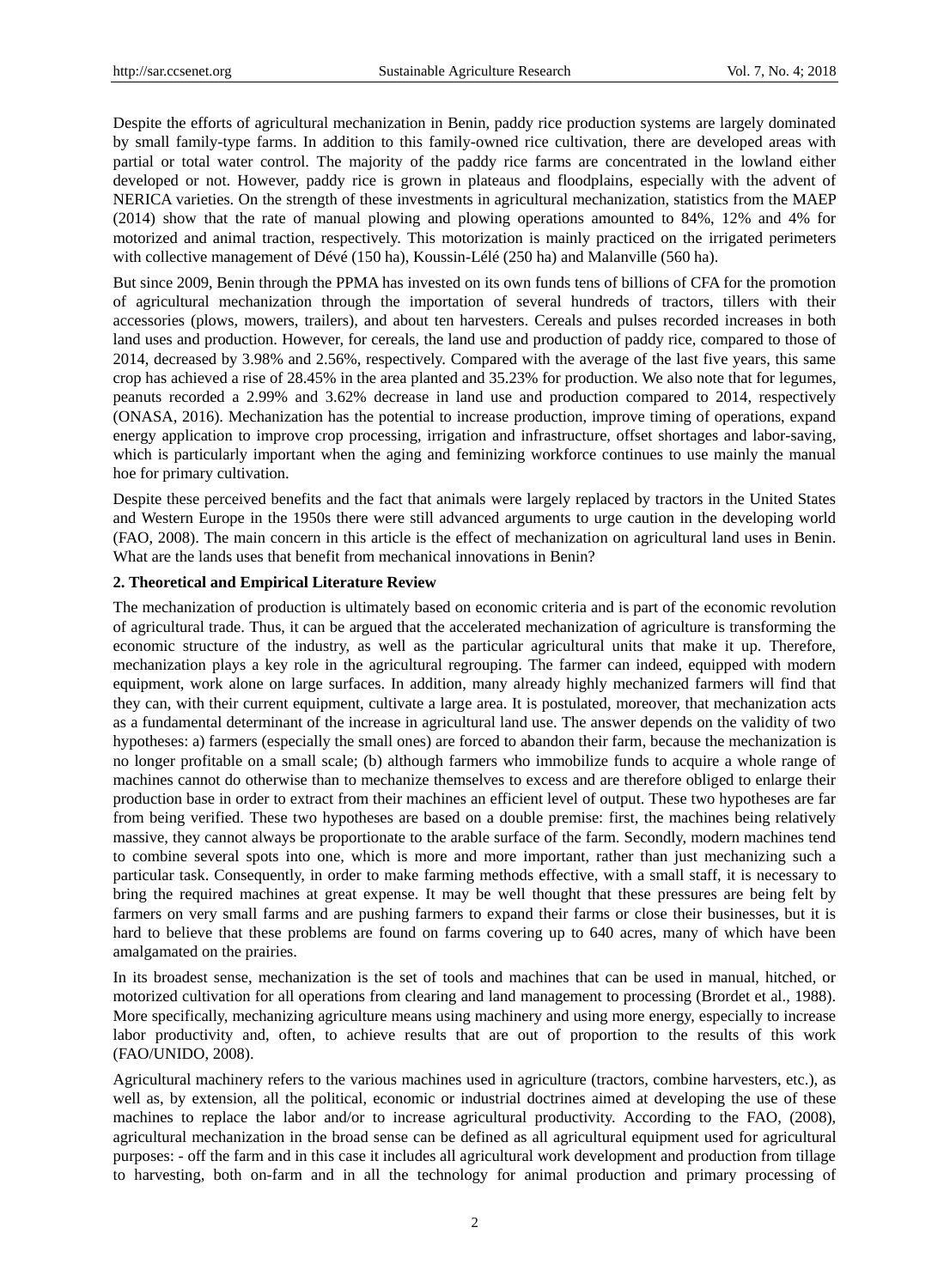Despite the efforts of agricultural mechanization in Benin, paddy rice production systems are largely dominated by small family-type farms. In addition to this family-owned rice cultivation, there are developed areas with partial or total water control. The majority of the paddy rice farms are concentrated in the lowland either developed or not. However, paddy rice is grown in plateaus and floodplains, especially with the advent of NERICA varieties. On the strength of these investments in agricultural mechanization, statistics from the MAEP (2014) show that the rate of manual plowing and plowing operations amounted to 84%, 12% and 4% for motorized and animal traction, respectively. This motorization is mainly practiced on the irrigated perimeters with collective management of Dévé (150 ha), Koussin-Lélé (250 ha) and Malanville (560 ha).

But since 2009, Benin through the PPMA has invested on its own funds tens of billions of CFA for the promotion of agricultural mechanization through the importation of several hundreds of tractors, tillers with their accessories (plows, mowers, trailers), and about ten harvesters. Cereals and pulses recorded increases in both land uses and production. However, for cereals, the land use and production of paddy rice, compared to those of 2014, decreased by 3.98% and 2.56%, respectively. Compared with the average of the last five years, this same crop has achieved a rise of 28.45% in the area planted and 35.23% for production. We also note that for legumes, peanuts recorded a 2.99% and 3.62% decrease in land use and production compared to 2014, respectively (ONASA, 2016). Mechanization has the potential to increase production, improve timing of operations, expand energy application to improve crop processing, irrigation and infrastructure, offset shortages and labor-saving, which is particularly important when the aging and feminizing workforce continues to use mainly the manual hoe for primary cultivation.

Despite these perceived benefits and the fact that animals were largely replaced by tractors in the United States and Western Europe in the 1950s there were still advanced arguments to urge caution in the developing world (FAO, 2008). The main concern in this article is the effect of mechanization on agricultural land uses in Benin. What are the lands uses that benefit from mechanical innovations in Benin?

## 2. Theoretical and Empirical Literature Review

The mechanization of production is ultimately based on economic criteria and is part of the economic revolution of agricultural trade. Thus, it can be argued that the accelerated mechanization of agriculture is transforming the economic structure of the industry, as well as the particular agricultural units that make it up. Therefore, mechanization plays a key role in the agricultural regrouping. The farmer can indeed, equipped with modern equipment, work alone on large surfaces. In addition, many already highly mechanized farmers will find that they can, with their current equipment, cultivate a large area. It is postulated, moreover, that mechanization acts as a fundamental determinant of the increase in agricultural land use. The answer depends on the validity of two hypotheses: a) farmers (especially the small ones) are forced to abandon their farm, because the mechanization is no longer profitable on a small scale; (b) although farmers who immobilize funds to acquire a whole range of machines cannot do otherwise than to mechanize themselves to excess and are therefore obliged to enlarge their production base in order to extract from their machines an efficient level of output. These two hypotheses are far from being verified. These two hypotheses are based on a double premise: first, the machines being relatively massive, they cannot always be proportionate to the arable surface of the farm. Secondly, modern machines tend to combine several spots into one, which is more and more important, rather than just mechanizing such a particular task. Consequently, in order to make farming methods effective, with a small staff, it is necessary to bring the required machines at great expense. It may be well thought that these pressures are being felt by farmers on very small farms and are pushing farmers to expand their farms or close their businesses, but it is hard to believe that these problems are found on farms covering up to 640 acres, many of which have been amalgamated on the prairies.

In its broadest sense, mechanization is the set of tools and machines that can be used in manual, hitched, or motorized cultivation for all operations from clearing and land management to processing (Brordet et al., 1988). More specifically, mechanizing agriculture means using machinery and using more energy, especially to increase labor productivity and, often, to achieve results that are out of proportion to the results of this work (FAO/UNIDO, 2008).

Agricultural machinery refers to the various machines used in agriculture (tractors, combine harvesters, etc.), as well as, by extension, all the political, economic or industrial doctrines aimed at developing the use of these machines to replace the labor and/or to increase agricultural productivity. According to the FAO, (2008), agricultural mechanization in the broad sense can be defined as all agricultural equipment used for agricultural purposes: - off the farm and in this case it includes all agricultural work development and production from tillage to harvesting, both on-farm and in all the technology for animal production and primary processing of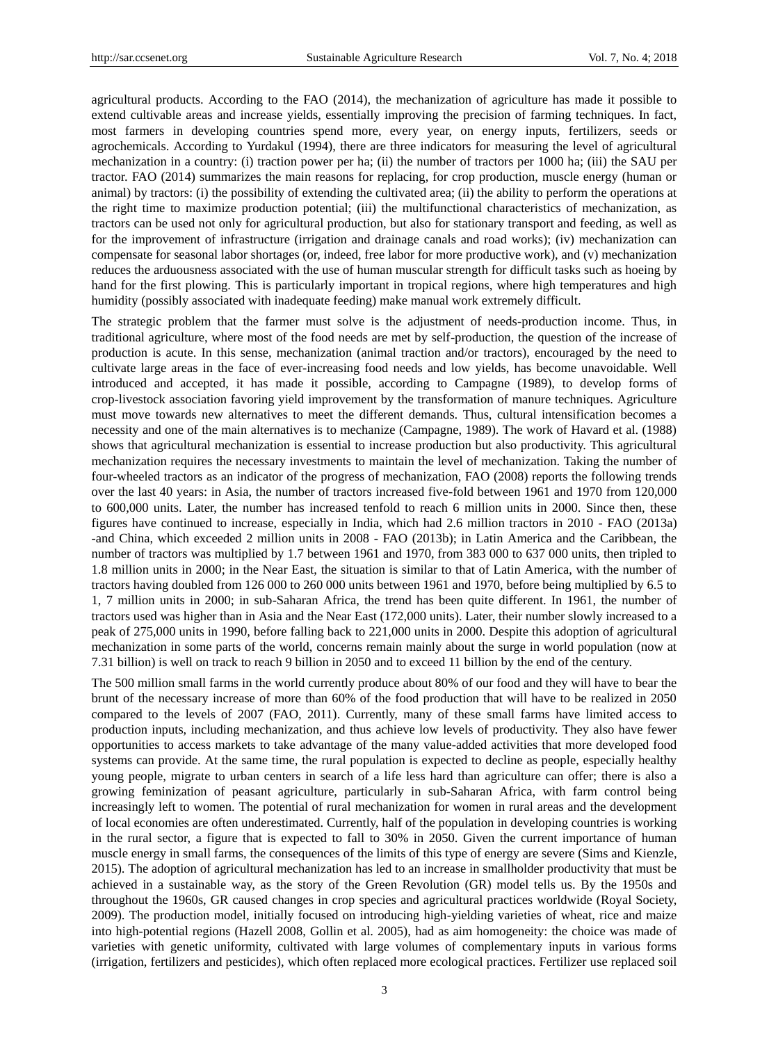agricultural products. According to the FAO (2014), the mechanization of agriculture has made it possible to extend cultivable areas and increase yields, essentially improving the precision of farming techniques. In fact, most farmers in developing countries spend more, every year, on energy inputs, fertilizers, seeds or agrochemicals. According to Yurdakul (1994), there are three indicators for measuring the level of agricultural mechanization in a country: (i) traction power per ha; (ii) the number of tractors per 1000 ha; (iii) the SAU per tractor. FAO (2014) summarizes the main reasons for replacing, for crop production, muscle energy (human or animal) by tractors: (i) the possibility of extending the cultivated area; (ii) the ability to perform the operations at the right time to maximize production potential; (iii) the multifunctional characteristics of mechanization, as tractors can be used not only for agricultural production, but also for stationary transport and feeding, as well as for the improvement of infrastructure (irrigation and drainage canals and road works); (iv) mechanization can compensate for seasonal labor shortages (or, indeed, free labor for more productive work), and (v) mechanization reduces the arduousness associated with the use of human muscular strength for difficult tasks such as hoeing by hand for the first plowing. This is particularly important in tropical regions, where high temperatures and high humidity (possibly associated with inadequate feeding) make manual work extremely difficult.

The strategic problem that the farmer must solve is the adjustment of needs-production income. Thus, in traditional agriculture, where most of the food needs are met by self-production, the question of the increase of production is acute. In this sense, mechanization (animal traction and/or tractors), encouraged by the need to cultivate large areas in the face of ever-increasing food needs and low yields, has become unavoidable. Well introduced and accepted, it has made it possible, according to Campagne (1989), to develop forms of crop-livestock association favoring yield improvement by the transformation of manure techniques. Agriculture must move towards new alternatives to meet the different demands. Thus, cultural intensification becomes a necessity and one of the main alternatives is to mechanize (Campagne, 1989). The work of Havard et al. (1988) shows that agricultural mechanization is essential to increase production but also productivity. This agricultural mechanization requires the necessary investments to maintain the level of mechanization. Taking the number of four-wheeled tractors as an indicator of the progress of mechanization, FAO (2008) reports the following trends over the last 40 years: in Asia, the number of tractors increased five-fold between 1961 and 1970 from 120,000 to 600,000 units. Later, the number has increased tenfold to reach 6 million units in 2000. Since then, these figures have continued to increase, especially in India, which had 2.6 million tractors in 2010 - FAO (2013a) -and China, which exceeded 2 million units in 2008 - FAO (2013b); in Latin America and the Caribbean, the number of tractors was multiplied by 1.7 between 1961 and 1970, from 383 000 to 637 000 units, then tripled to 1.8 million units in 2000; in the Near East, the situation is similar to that of Latin America, with the number of tractors having doubled from 126 000 to 260 000 units between 1961 and 1970, before being multiplied by 6.5 to 1, 7 million units in 2000; in sub-Saharan Africa, the trend has been quite different. In 1961, the number of tractors used was higher than in Asia and the Near East (172,000 units). Later, their number slowly increased to a peak of 275,000 units in 1990, before falling back to 221,000 units in 2000. Despite this adoption of agricultural mechanization in some parts of the world, concerns remain mainly about the surge in world population (now at 7.31 billion) is well on track to reach 9 billion in 2050 and to exceed 11 billion by the end of the century.

The 500 million small farms in the world currently produce about 80% of our food and they will have to bear the brunt of the necessary increase of more than 60% of the food production that will have to be realized in 2050 compared to the levels of 2007 (FAO, 2011). Currently, many of these small farms have limited access to production inputs, including mechanization, and thus achieve low levels of productivity. They also have fewer opportunities to access markets to take advantage of the many value-added activities that more developed food systems can provide. At the same time, the rural population is expected to decline as people, especially healthy young people, migrate to urban centers in search of a life less hard than agriculture can offer; there is also a growing feminization of peasant agriculture, particularly in sub-Saharan Africa, with farm control being increasingly left to women. The potential of rural mechanization for women in rural areas and the development of local economies are often underestimated. Currently, half of the population in developing countries is working in the rural sector, a figure that is expected to fall to 30% in 2050. Given the current importance of human muscle energy in small farms, the consequences of the limits of this type of energy are severe (Sims and Kienzle, 2015). The adoption of agricultural mechanization has led to an increase in smallholder productivity that must be achieved in a sustainable way, as the story of the Green Revolution (GR) model tells us. By the 1950s and throughout the 1960s, GR caused changes in crop species and agricultural practices worldwide (Royal Society, 2009). The production model, initially focused on introducing high-yielding varieties of wheat, rice and maize into high-potential regions (Hazell 2008, Gollin et al. 2005), had as aim homogeneity: the choice was made of varieties with genetic uniformity, cultivated with large volumes of complementary inputs in various forms (irrigation, fertilizers and pesticides), which often replaced more ecological practices. Fertilizer use replaced soil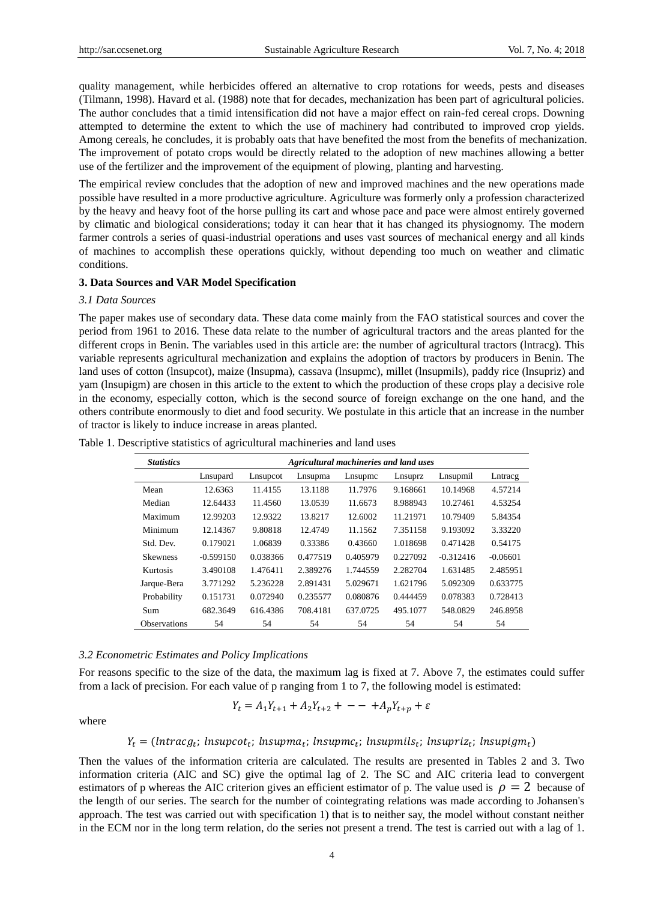quality management, while herbicides offered an alternative to crop rotations for weeds, pests and diseases (Tilmann, 1998). Havard et al. (1988) note that for decades, mechanization has been part of agricultural policies. The author concludes that a timid intensification did not have a major effect on rain-fed cereal crops. Downing attempted to determine the extent to which the use of machinery had contributed to improved crop yields. Among cereals, he concludes, it is probably oats that have benefited the most from the benefits of mechanization. The improvement of potato crops would be directly related to the adoption of new machines allowing a better use of the fertilizer and the improvement of the equipment of plowing, planting and harvesting.

The empirical review concludes that the adoption of new and improved machines and the new operations made possible have resulted in a more productive agriculture. Agriculture was formerly only a profession characterized by the heavy and heavy foot of the horse pulling its cart and whose pace and pace were almost entirely governed by climatic and biological considerations; today it can hear that it has changed its physiognomy. The modern farmer controls a series of quasi-industrial operations and uses vast sources of mechanical energy and all kinds of machines to accomplish these operations quickly, without depending too much on weather and climatic conditions.

## 3. Data Sources and VAR Model Specification

### *3.1 Data Sources*

The paper makes use of secondary data. These data come mainly from the FAO statistical sources and cover the period from 1961 to 2016. These data relate to the number of agricultural tractors and the areas planted for the different crops in Benin. The variables used in this article are: the number of agricultural tractors (lntracg). This variable represents agricultural mechanization and explains the adoption of tractors by producers in Benin. The land uses of cotton (lnsupcot), maize (lnsupma), cassava (lnsupmc), millet (lnsupmils), paddy rice (lnsupriz) and yam (lnsupigm) are chosen in this article to the extent to which the production of these crops play a decisive role in the economy, especially cotton, which is the second source of foreign exchange on the one hand, and the others contribute enormously to diet and food security. We postulate in this article that an increase in the number of tractor is likely to induce increase in areas planted.

Table 1. Descriptive statistics of agricultural machineries and land uses

| ***Statistics*** | ***Agricultural machineries and land uses*** | | | | | | |
|---|---|---|---|---|---|---|---|
| | Lnsupard | Lnsupcot | Lnsupma | Lnsupmc | Lnsuprz | Lnsupmil | Lntracg |
| Mean | 12.6363 | 11.4155 | 13.1188 | 11.7976 | 9.168661 | 10.14968 | 4.57214 |
| Median | 12.64433 | 11.4560 | 13.0539 | 11.6673 | 8.988943 | 10.27461 | 4.53254 |
| Maximum | 12.99203 | 12.9322 | 13.8217 | 12.6002 | 11.21971 | 10.79409 | 5.84354 |
| Minimum | 12.14367 | 9.80818 | 12.4749 | 11.1562 | 7.351158 | 9.193092 | 3.33220 |
| Std. Dev. | 0.179021 | 1.06839 | 0.33386 | 0.43660 | 1.018698 | 0.471428 | 0.54175 |
| Skewness | -0.599150 | 0.038366 | 0.477519 | 0.405979 | 0.227092 | -0.312416 | -0.06601 |
| Kurtosis | 3.490108 | 1.476411 | 2.389276 | 1.744559 | 2.282704 | 1.631485 | 2.485951 |
| Jarque-Bera | 3.771292 | 5.236228 | 2.891431 | 5.029671 | 1.621796 | 5.092309 | 0.633775 |
| Probability | 0.151731 | 0.072940 | 0.235577 | 0.080876 | 0.444459 | 0.078383 | 0.728413 |
| Sum | 682.3649 | 616.4386 | 708.4181 | 637.0725 | 495.1077 | 548.0829 | 246.8958 |
| Observations | 54 | 54 | 54 | 54 | 54 | 54 | 54 |

### *3.2 Econometric Estimates and Policy Implications*

For reasons specific to the size of the data, the maximum lag is fixed at 7. Above 7, the estimates could suffer from a lack of precision. For each value of p ranging from 1 to 7, the following model is estimated:

$$Y_t = A_1Y_{t+1} + A_2Y_{t+2} + -- + A_pY_{t+p} + \varepsilon$$

where

$$Y_t = (lntracg_t;\ lnsupcot_t;\ lnsupma_t;\ lnsupmc_t;\ lnsupmils_t;\ lnsupriz_t;\ lnsupigm_t)$$

Then the values of the information criteria are calculated. The results are presented in Tables 2 and 3. Two information criteria (AIC and SC) give the optimal lag of 2. The SC and AIC criteria lead to convergent estimators of p whereas the AIC criterion gives an efficient estimator of p. The value used is $\rho = 2$ because of the length of our series. The search for the number of cointegrating relations was made according to Johansen's approach. The test was carried out with specification 1) that is to neither say, the model without constant neither in the ECM nor in the long term relation, do the series not present a trend. The test is carried out with a lag of 1.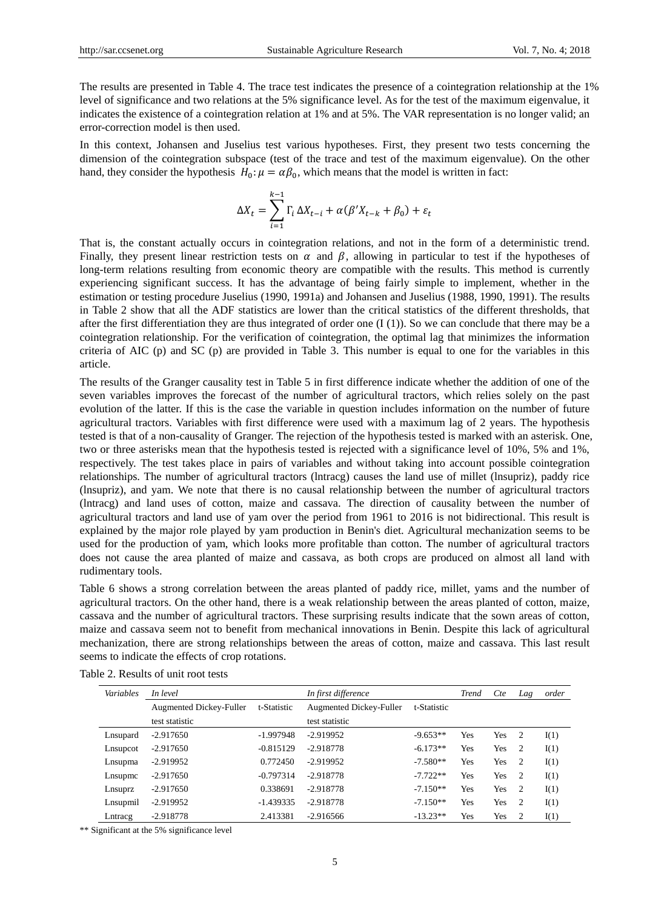The results are presented in Table 4. The trace test indicates the presence of a cointegration relationship at the 1% level of significance and two relations at the 5% significance level. As for the test of the maximum eigenvalue, it indicates the existence of a cointegration relation at 1% and at 5%. The VAR representation is no longer valid; an error-correction model is then used.

In this context, Johansen and Juselius test various hypotheses. First, they present two tests concerning the dimension of the cointegration subspace (test of the trace and test of the maximum eigenvalue). On the other hand, they consider the hypothesis $H_0: \mu = \alpha\beta_0$, which means that the model is written in fact:

$$\Delta X_t = \sum_{i=1}^{k-1} \Gamma_i \, \Delta X_{t-i} + \alpha(\beta' X_{t-k} + \beta_0) + \varepsilon_t$$

That is, the constant actually occurs in cointegration relations, and not in the form of a deterministic trend. Finally, they present linear restriction tests on $\alpha$ and $\beta$, allowing in particular to test if the hypotheses of long-term relations resulting from economic theory are compatible with the results. This method is currently experiencing significant success. It has the advantage of being fairly simple to implement, whether in the estimation or testing procedure Juselius (1990, 1991a) and Johansen and Juselius (1988, 1990, 1991). The results in Table 2 show that all the ADF statistics are lower than the critical statistics of the different thresholds, that after the first differentiation they are thus integrated of order one (I (1)). So we can conclude that there may be a cointegration relationship. For the verification of cointegration, the optimal lag that minimizes the information criteria of AIC (p) and SC (p) are provided in Table 3. This number is equal to one for the variables in this article.

The results of the Granger causality test in Table 5 in first difference indicate whether the addition of one of the seven variables improves the forecast of the number of agricultural tractors, which relies solely on the past evolution of the latter. If this is the case the variable in question includes information on the number of future agricultural tractors. Variables with first difference were used with a maximum lag of 2 years. The hypothesis tested is that of a non-causality of Granger. The rejection of the hypothesis tested is marked with an asterisk. One, two or three asterisks mean that the hypothesis tested is rejected with a significance level of 10%, 5% and 1%, respectively. The test takes place in pairs of variables and without taking into account possible cointegration relationships. The number of agricultural tractors (lntracg) causes the land use of millet (lnsupriz), paddy rice (lnsupriz), and yam. We note that there is no causal relationship between the number of agricultural tractors (lntracg) and land uses of cotton, maize and cassava. The direction of causality between the number of agricultural tractors and land use of yam over the period from 1961 to 2016 is not bidirectional. This result is explained by the major role played by yam production in Benin's diet. Agricultural mechanization seems to be used for the production of yam, which looks more profitable than cotton. The number of agricultural tractors does not cause the area planted of maize and cassava, as both crops are produced on almost all land with rudimentary tools.

Table 6 shows a strong correlation between the areas planted of paddy rice, millet, yams and the number of agricultural tractors. On the other hand, there is a weak relationship between the areas planted of cotton, maize, cassava and the number of agricultural tractors. These surprising results indicate that the sown areas of cotton, maize and cassava seem not to benefit from mechanical innovations in Benin. Despite this lack of agricultural mechanization, there are strong relationships between the areas of cotton, maize and cassava. This last result seems to indicate the effects of crop rotations.

Table 2. Results of unit root tests

| *Variables* | *In level* | | *In first difference* | | *Trend* | *Cte* | *Lag* | *order* |
|---|---|---|---|---|---|---|---|---|
| | Augmented Dickey-Fuller test statistic | t-Statistic | Augmented Dickey-Fuller test statistic | t-Statistic | | | | |
| Lnsupard | -2.917650 | -1.997948 | -2.919952 | -9.653** | Yes | Yes | 2 | I(1) |
| Lnsupcot | -2.917650 | -0.815129 | -2.918778 | -6.173** | Yes | Yes | 2 | I(1) |
| Lnsupma | -2.919952 | 0.772450 | -2.919952 | -7.580** | Yes | Yes | 2 | I(1) |
| Lnsupmc | -2.917650 | -0.797314 | -2.918778 | -7.722** | Yes | Yes | 2 | I(1) |
| Lnsuprz | -2.917650 | 0.338691 | -2.918778 | -7.150** | Yes | Yes | 2 | I(1) |
| Lnsupmil | -2.919952 | -1.439335 | -2.918778 | -7.150** | Yes | Yes | 2 | I(1) |
| Lntracg | -2.918778 | 2.413381 | -2.916566 | -13.23** | Yes | Yes | 2 | I(1) |

** Significant at the 5% significance level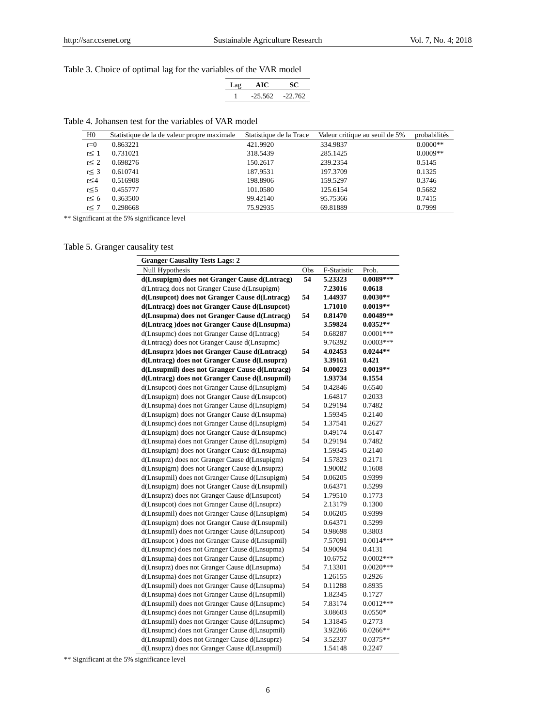Table 3. Choice of optimal lag for the variables of the VAR model

| Lag | **AIC** | **SC** |
|---|---|---|
| 1 | -25.562 | -22.762 |

Table 4. Johansen test for the variables of VAR model

| H0 | Statistique de la de valeur propre maximale | Statistique de la Trace | Valeur critique au seuil de 5% | probabilités |
|---|---|---|---|---|
| r=0 | 0.863221 | 421.9920 | 334.9837 | 0.0000** |
| r≤ 1 | 0.731021 | 318.5439 | 285.1425 | 0.0009** |
| r≤ 2 | 0.698276 | 150.2617 | 239.2354 | 0.5145 |
| r≤ 3 | 0.610741 | 187.9531 | 197.3709 | 0.1325 |
| r≤4 | 0.516908 | 198.8906 | 159.5297 | 0.3746 |
| r≤5 | 0.455777 | 101.0580 | 125.6154 | 0.5682 |
| r≤ 6 | 0.363500 | 99.42140 | 95.75366 | 0.7415 |
| r≤ 7 | 0.298668 | 75.92935 | 69.81889 | 0.7999 |

** Significant at the 5% significance level

Table 5. Granger causality test

| **Granger Causality Tests Lags: 2** | | | |
|---|---|---|---|
| Null Hypothesis | Obs | F-Statistic | Prob. |
| **d(Lnsupigm) does not Granger Cause d(Lntracg)** | **54** | **5.23323** | **0.0089*****|
| d(Lntracg does not Granger Cause d(Lnsupigm) | | **7.23016** | **0.0618** |
| **d(Lnsupcot) does not Granger Cause d(Lntracg)** | **54** | **1.44937** | **0.0030**** |
| **d(Lntracg) does not Granger Cause d(Lnsupcot)** | | **1.71010** | **0.0019**** |
| **d(Lnsupma) does not Granger Cause d(Lntracg)** | **54** | **0.81470** | **0.00489**** |
| **d(Lntracg )does not Granger Cause d(Lnsupma)** | | **3.59824** | **0.0352**** |
| d(Lnsupmc) does not Granger Cause d(Lntracg) | 54 | 0.68287 | 0.0001*** |
| d(Lntracg) does not Granger Cause d(Lnsupmc) | | 9.76392 | 0.0003*** |
| **d(Lnsuprz )does not Granger Cause d(Lntracg)** | **54** | **4.02453** | **0.0244**** |
| **d(Lntracg) does not Granger Cause d(Lnsuprz)** | | **3.39161** | **0.421** |
| **d(Lnsupmil) does not Granger Cause d(Lntracg)** | **54** | **0.00023** | **0.0019**** |
| **d(Lntracg) does not Granger Cause d(Lnsupmil)** | | **1.93734** | **0.1554** |
| d(Lnsupcot) does not Granger Cause d(Lnsupigm) | 54 | 0.42846 | 0.6540 |
| d(Lnsupigm) does not Granger Cause d(Lnsupcot) | | 1.64817 | 0.2033 |
| d(Lnsupma) does not Granger Cause d(Lnsupigm) | 54 | 0.29194 | 0.7482 |
| d(Lnsupigm) does not Granger Cause d(Lnsupma) | | 1.59345 | 0.2140 |
| d(Lnsupmc) does not Granger Cause d(Lnsupigm) | 54 | 1.37541 | 0.2627 |
| d(Lnsupigm) does not Granger Cause d(Lnsupmc) | | 0.49174 | 0.6147 |
| d(Lnsupma) does not Granger Cause d(Lnsupigm) | 54 | 0.29194 | 0.7482 |
| d(Lnsupigm) does not Granger Cause d(Lnsupma) | | 1.59345 | 0.2140 |
| d(Lnsuprz) does not Granger Cause d(Lnsupigm) | 54 | 1.57823 | 0.2171 |
| d(Lnsupigm) does not Granger Cause d(Lnsuprz) | | 1.90082 | 0.1608 |
| d(Lnsupmil) does not Granger Cause d(Lnsupigm) | 54 | 0.06205 | 0.9399 |
| d(Lnsupigm) does not Granger Cause d(Lnsupmil) | | 0.64371 | 0.5299 |
| d(Lnsuprz) does not Granger Cause d(Lnsupcot) | 54 | 1.79510 | 0.1773 |
| d(Lnsupcot) does not Granger Cause d(Lnsuprz) | | 2.13179 | 0.1300 |
| d(Lnsupmil) does not Granger Cause d(Lnsupigm) | 54 | 0.06205 | 0.9399 |
| d(Lnsupigm) does not Granger Cause d(Lnsupmil) | | 0.64371 | 0.5299 |
| d(Lnsupmil) does not Granger Cause d(Lnsupcot) | 54 | 0.98698 | 0.3803 |
| d(Lnsupcot ) does not Granger Cause d(Lnsupmil) | | 7.57091 | 0.0014*** |
| d(Lnsupmc) does not Granger Cause d(Lnsupma) | 54 | 0.90094 | 0.4131 |
| d(Lnsupma) does not Granger Cause d(Lnsupmc) | | 10.6752 | 0.0002*** |
| d(Lnsuprz) does not Granger Cause d(Lnsupma) | 54 | 7.13301 | 0.0020*** |
| d(Lnsupma) does not Granger Cause d(Lnsuprz) | | 1.26155 | 0.2926 |
| d(Lnsupmil) does not Granger Cause d(Lnsupma) | 54 | 0.11288 | 0.8935 |
| d(Lnsupma) does not Granger Cause d(Lnsupmil) | | 1.82345 | 0.1727 |
| d(Lnsupmil) does not Granger Cause d(Lnsupmc) | 54 | 7.83174 | 0.0012*** |
| d(Lnsupmc) does not Granger Cause d(Lnsupmil) | | 3.08603 | 0.0550* |
| d(Lnsupmil) does not Granger Cause d(Lnsupmc) | 54 | 1.31845 | 0.2773 |
| d(Lnsupmc) does not Granger Cause d(Lnsupmil) | | 3.92266 | 0.0266** |
| d(Lnsupmil) does not Granger Cause d(Lnsuprz) | 54 | 3.52337 | 0.0375** |
| d(Lnsuprz) does not Granger Cause d(Lnsupmil) | | 1.54148 | 0.2247 |

** Significant at the 5% significance level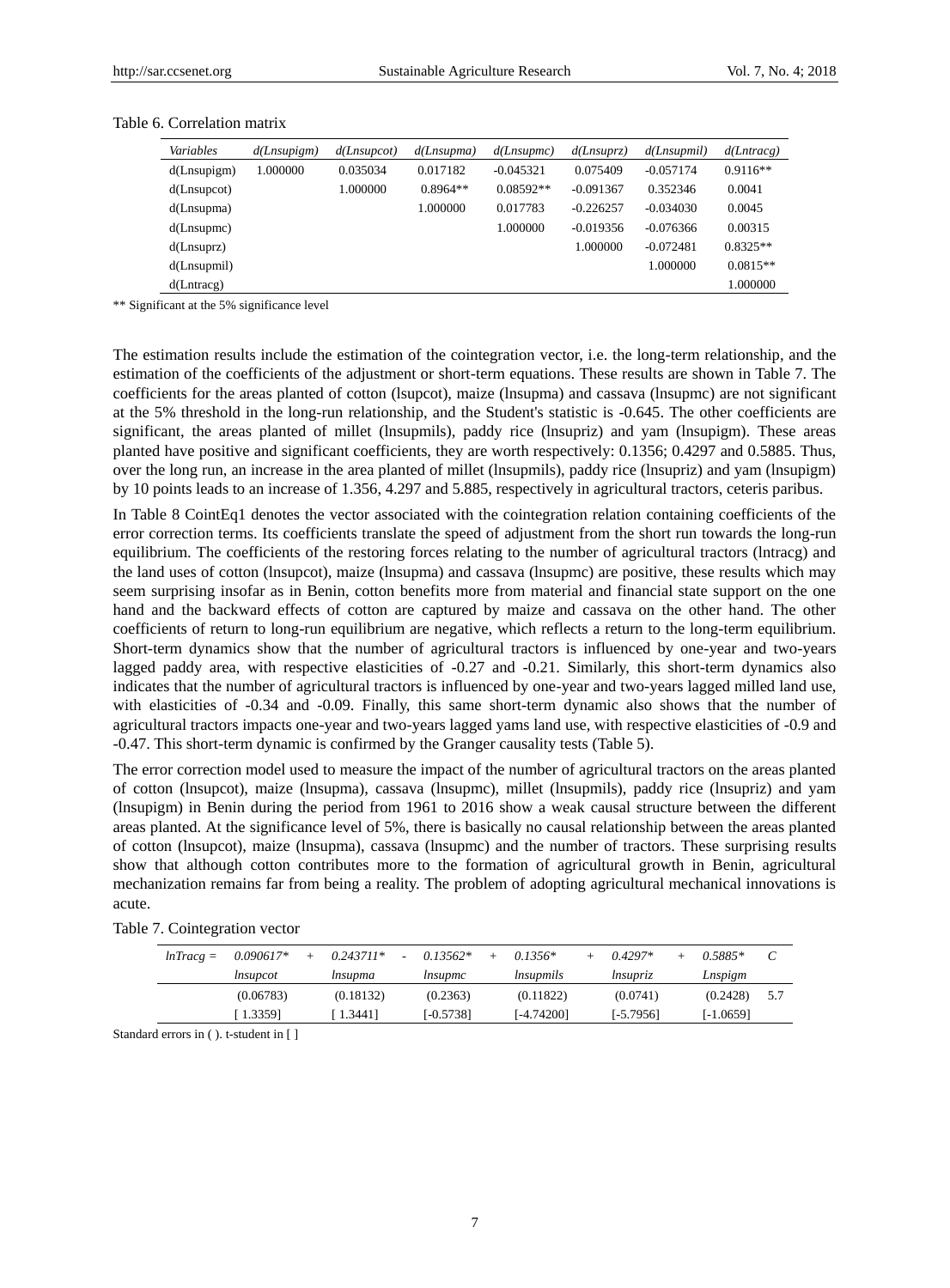Table 6. Correlation matrix

| *Variables* | *d(Lnsupigm)* | *d(Lnsupcot)* | *d(Lnsupma)* | *d(Lnsupmc)* | *d(Lnsuprz)* | *d(Lnsupmil)* | *d(Lntracg)* |
|---|---|---|---|---|---|---|---|
| d(Lnsupigm) | 1.000000 | 0.035034 | 0.017182 | -0.045321 | 0.075409 | -0.057174 | 0.9116** |
| d(Lnsupcot) | | 1.000000 | 0.8964** | 0.08592** | -0.091367 | 0.352346 | 0.0041 |
| d(Lnsupma) | | | 1.000000 | 0.017783 | -0.226257 | -0.034030 | 0.0045 |
| d(Lnsupmc) | | | | 1.000000 | -0.019356 | -0.076366 | 0.00315 |
| d(Lnsuprz) | | | | | 1.000000 | -0.072481 | 0.8325** |
| d(Lnsupmil) | | | | | | 1.000000 | 0.0815** |
| d(Lntracg) | | | | | | | 1.000000 |

** Significant at the 5% significance level

The estimation results include the estimation of the cointegration vector, i.e. the long-term relationship, and the estimation of the coefficients of the adjustment or short-term equations. These results are shown in Table 7. The coefficients for the areas planted of cotton (lsupcot), maize (lnsupma) and cassava (lnsupmc) are not significant at the 5% threshold in the long-run relationship, and the Student's statistic is -0.645. The other coefficients are significant, the areas planted of millet (lnsupmils), paddy rice (lnsupriz) and yam (lnsupigm). These areas planted have positive and significant coefficients, they are worth respectively: 0.1356; 0.4297 and 0.5885. Thus, over the long run, an increase in the area planted of millet (lnsupmils), paddy rice (lnsupriz) and yam (lnsupigm) by 10 points leads to an increase of 1.356, 4.297 and 5.885, respectively in agricultural tractors, ceteris paribus.

In Table 8 CointEq1 denotes the vector associated with the cointegration relation containing coefficients of the error correction terms. Its coefficients translate the speed of adjustment from the short run towards the long-run equilibrium. The coefficients of the restoring forces relating to the number of agricultural tractors (lntracg) and the land uses of cotton (lnsupcot), maize (lnsupma) and cassava (lnsupmc) are positive, these results which may seem surprising insofar as in Benin, cotton benefits more from material and financial state support on the one hand and the backward effects of cotton are captured by maize and cassava on the other hand. The other coefficients of return to long-run equilibrium are negative, which reflects a return to the long-term equilibrium. Short-term dynamics show that the number of agricultural tractors is influenced by one-year and two-years lagged paddy area, with respective elasticities of -0.27 and -0.21. Similarly, this short-term dynamics also indicates that the number of agricultural tractors is influenced by one-year and two-years lagged milled land use, with elasticities of -0.34 and -0.09. Finally, this same short-term dynamic also shows that the number of agricultural tractors impacts one-year and two-years lagged yams land use, with respective elasticities of -0.9 and -0.47. This short-term dynamic is confirmed by the Granger causality tests (Table 5).

The error correction model used to measure the impact of the number of agricultural tractors on the areas planted of cotton (lnsupcot), maize (lnsupma), cassava (lnsupmc), millet (lnsupmils), paddy rice (lnsupriz) and yam (lnsupigm) in Benin during the period from 1961 to 2016 show a weak causal structure between the different areas planted. At the significance level of 5%, there is basically no causal relationship between the areas planted of cotton (lnsupcot), maize (lnsupma), cassava (lnsupmc) and the number of tractors. These surprising results show that although cotton contributes more to the formation of agricultural growth in Benin, agricultural mechanization remains far from being a reality. The problem of adopting agricultural mechanical innovations is acute.

Table 7. Cointegration vector

| *lnTracg =* | *0.090617* lnsupcot* | + | *0.243711* lnsupma* | - | *0.13562* lnsupmc* | + | *0.1356* lnsupmils* | + | *0.4297* lnsupriz* | + | *0.5885* Lnspigm* | *C* |
|---|---|---|---|---|---|---|---|---|---|---|---|---|
| | (0.06783) | | (0.18132) | | (0.2363) | | (0.11822) | | (0.0741) | | (0.2428) | 5.7 |
| | [ 1.3359] | | [ 1.3441] | | [-0.5738] | | [-4.74200] | | [-5.7956] | | [-1.0659] | |

Standard errors in ( ). t-student in [ ]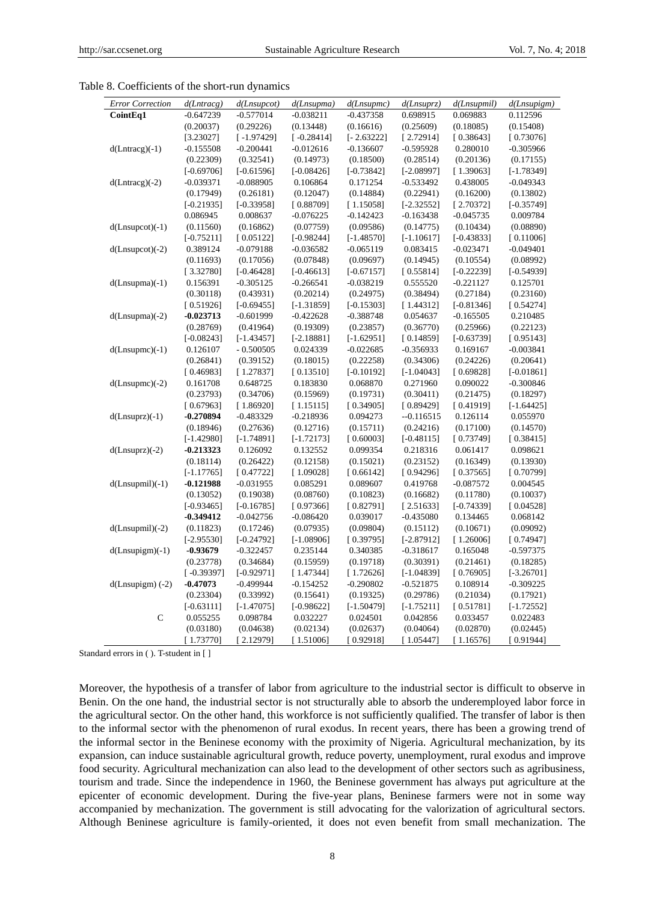Table 8. Coefficients of the short-run dynamics

| *Error Correction* | *d(Lntracg)* | *d(Lnsupcot)* | *d(Lnsupma)* | *d(Lnsupmc)* | *d(Lnsuprz)* | *d(Lnsupmil)* | *d(Lnsupigm)* |
|---|---|---|---|---|---|---|---|
| **CointEq1** | -0.647239 | -0.577014 | -0.038211 | -0.437358 | 0.698915 | 0.069883 | 0.112596 |
| | (0.20037) | (0.29226) | (0.13448) | (0.16616) | (0.25609) | (0.18085) | (0.15408) |
| | [3.23027] | [ -1.97429] | [ -0.28414] | [ - 2.63222] | [ 2.72914] | [ 0.38643] | [ 0.73076] |
| d(Lntracg)(-1) | -0.155508 | -0.200441 | -0.012616 | -0.136607 | -0.595928 | 0.280010 | -0.305966 |
| | (0.22309) | (0.32541) | (0.14973) | (0.18500) | (0.28514) | (0.20136) | (0.17155) |
| | [-0.69706] | [-0.61596] | [-0.08426] | [-0.73842] | [-2.08997] | [ 1.39063] | [-1.78349] |
| d(Lntracg)(-2) | -0.039371 | -0.088905 | 0.106864 | 0.171254 | -0.533492 | 0.438005 | -0.049343 |
| | (0.17949) | (0.26181) | (0.12047) | (0.14884) | (0.22941) | (0.16200) | (0.13802) |
| | [-0.21935] | [-0.33958] | [ 0.88709] | [ 1.15058] | [-2.32552] | [ 2.70372] | [-0.35749] |
| | 0.086945 | 0.008637 | -0.076225 | -0.142423 | -0.163438 | -0.045735 | 0.009784 |
| d(Lnsupcot)(-1) | (0.11560) | (0.16862) | (0.07759) | (0.09586) | (0.14775) | (0.10434) | (0.08890) |
| | [-0.75211] | [ 0.05122] | [-0.98244] | [-1.48570] | [-1.10617] | [-0.43833] | [ 0.11006] |
| d(Lnsupcot)(-2) | 0.389124 | -0.079188 | -0.036582 | -0.065119 | 0.083415 | -0.023471 | -0.049401 |
| | (0.11693) | (0.17056) | (0.07848) | (0.09697) | (0.14945) | (0.10554) | (0.08992) |
| | [ 3.32780] | [-0.46428] | [-0.46613] | [-0.67157] | [ 0.55814] | [-0.22239] | [-0.54939] |
| d(Lnsupma)(-1) | 0.156391 | -0.305125 | -0.266541 | -0.038219 | 0.555520 | -0.221127 | 0.125701 |
| | (0.30118) | (0.43931) | (0.20214) | (0.24975) | (0.38494) | (0.27184) | (0.23160) |
| | [ 0.51926] | [-0.69455] | [-1.31859] | [-0.15303] | [ 1.44312] | [-0.81346] | [ 0.54274] |
| d(Lnsupma)(-2) | **-0.023713** | -0.601999 | -0.422628 | -0.388748 | 0.054637 | -0.165505 | 0.210485 |
| | (0.28769) | (0.41964) | (0.19309) | (0.23857) | (0.36770) | (0.25966) | (0.22123) |
| | [-0.08243] | [-1.43457] | [-2.18881] | [-1.62951] | [ 0.14859] | [-0.63739] | [ 0.95143] |
| d(Lnsupmc)(-1) | 0.126107 | - 0.500505 | 0.024339 | -0.022685 | -0.356933 | 0.169167 | -0.003841 |
| | (0.26841) | (0.39152) | (0.18015) | (0.22258) | (0.34306) | (0.24226) | (0.20641) |
| | [ 0.46983] | [ 1.27837] | [ 0.13510] | [-0.10192] | [-1.04043] | [ 0.69828] | [-0.01861] |
| d(Lnsupmc)(-2) | 0.161708 | 0.648725 | 0.183830 | 0.068870 | 0.271960 | 0.090022 | -0.300846 |
| | (0.23793) | (0.34706) | (0.15969) | (0.19731) | (0.30411) | (0.21475) | (0.18297) |
| | [ 0.67963] | [ 1.86920] | [ 1.15115] | [ 0.34905] | [ 0.89429] | [ 0.41919] | [-1.64425] |
| d(Lnsuprz)(-1) | **-0.270894** | -0.483329 | -0.218936 | 0.094273 | --0.116515 | 0.126114 | 0.055970 |
| | (0.18946) | (0.27636) | (0.12716) | (0.15711) | (0.24216) | (0.17100) | (0.14570) |
| | [-1.42980] | [-1.74891] | [-1.72173] | [ 0.60003] | [-0.48115] | [ 0.73749] | [ 0.38415] |
| d(Lnsuprz)(-2) | **-0.213323** | 0.126092 | 0.132552 | 0.099354 | 0.218316 | 0.061417 | 0.098621 |
| | (0.18114) | (0.26422) | (0.12158) | (0.15021) | (0.23152) | (0.16349) | (0.13930) |
| | [-1.17765] | [ 0.47722] | [ 1.09028] | [ 0.66142] | [ 0.94296] | [ 0.37565] | [ 0.70799] |
| d(Lnsupmil)(-1) | **-0.121988** | -0.031955 | 0.085291 | 0.089607 | 0.419768 | -0.087572 | 0.004545 |
| | (0.13052) | (0.19038) | (0.08760) | (0.10823) | (0.16682) | (0.11780) | (0.10037) |
| | [-0.93465] | [-0.16785] | [ 0.97366] | [ 0.82791] | [ 2.51633] | [-0.74339] | [ 0.04528] |
| | **-0.349412** | -0.042756 | -0.086420 | 0.039017 | -0.435080 | 0.134465 | 0.068142 |
| d(Lnsupmil)(-2) | (0.11823) | (0.17246) | (0.07935) | (0.09804) | (0.15112) | (0.10671) | (0.09092) |
| | [-2.95530] | [-0.24792] | [-1.08906] | [ 0.39795] | [-2.87912] | [ 1.26006] | [ 0.74947] |
| d(Lnsupigm)(-1) | **-0.93679** | -0.322457 | 0.235144 | 0.340385 | -0.318617 | 0.165048 | -0.597375 |
| | (0.23778) | (0.34684) | (0.15959) | (0.19718) | (0.30391) | (0.21461) | (0.18285) |
| | [ -0.39397] | [-0.92971] | [ 1.47344] | [ 1.72626] | [-1.04839] | [ 0.76905] | [-3.26701] |
| d(Lnsupigm) (-2) | **-0.47073** | -0.499944 | -0.154252 | -0.290802 | -0.521875 | 0.108914 | -0.309225 |
| | (0.23304) | (0.33992) | (0.15641) | (0.19325) | (0.29786) | (0.21034) | (0.17921) |
| | [-0.63111] | [-1.47075] | [-0.98622] | [-1.50479] | [-1.75211] | [ 0.51781] | [-1.72552] |
| C | 0.055255 | 0.098784 | 0.032227 | 0.024501 | 0.042856 | 0.033457 | 0.022483 |
| | (0.03180) | (0.04638) | (0.02134) | (0.02637) | (0.04064) | (0.02870) | (0.02445) |
| | [ 1.73770] | [ 2.12979] | [ 1.51006] | [ 0.92918] | [ 1.05447] | [ 1.16576] | [ 0.91944] |

Standard errors in ( ). T-student in [ ]

Moreover, the hypothesis of a transfer of labor from agriculture to the industrial sector is difficult to observe in Benin. On the one hand, the industrial sector is not structurally able to absorb the underemployed labor force in the agricultural sector. On the other hand, this workforce is not sufficiently qualified. The transfer of labor is then to the informal sector with the phenomenon of rural exodus. In recent years, there has been a growing trend of the informal sector in the Beninese economy with the proximity of Nigeria. Agricultural mechanization, by its expansion, can induce sustainable agricultural growth, reduce poverty, unemployment, rural exodus and improve food security. Agricultural mechanization can also lead to the development of other sectors such as agribusiness, tourism and trade. Since the independence in 1960, the Beninese government has always put agriculture at the epicenter of economic development. During the five-year plans, Beninese farmers were not in some way accompanied by mechanization. The government is still advocating for the valorization of agricultural sectors. Although Beninese agriculture is family-oriented, it does not even benefit from small mechanization. The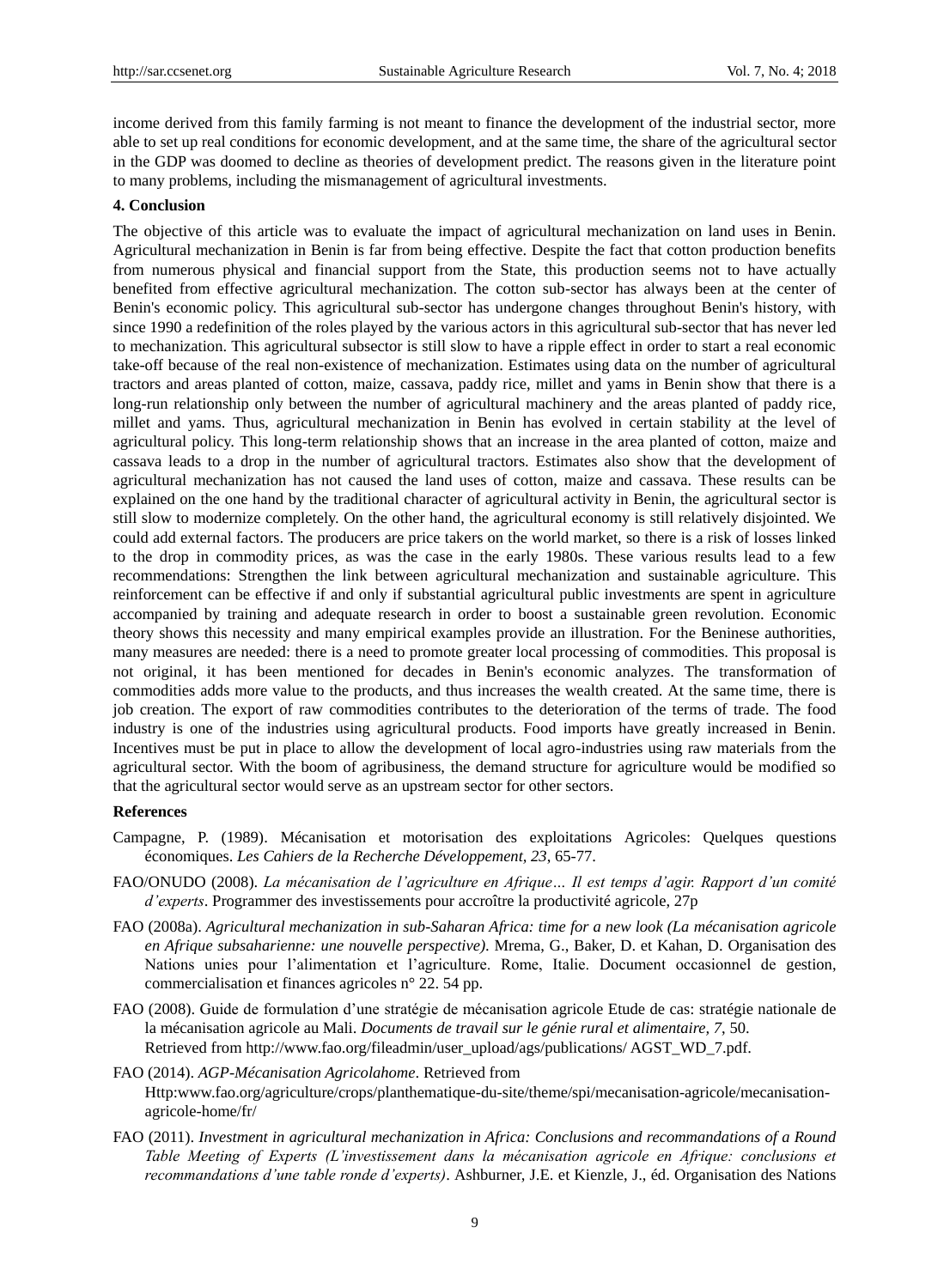income derived from this family farming is not meant to finance the development of the industrial sector, more able to set up real conditions for economic development, and at the same time, the share of the agricultural sector in the GDP was doomed to decline as theories of development predict. The reasons given in the literature point to many problems, including the mismanagement of agricultural investments.

## 4. Conclusion

The objective of this article was to evaluate the impact of agricultural mechanization on land uses in Benin. Agricultural mechanization in Benin is far from being effective. Despite the fact that cotton production benefits from numerous physical and financial support from the State, this production seems not to have actually benefited from effective agricultural mechanization. The cotton sub-sector has always been at the center of Benin's economic policy. This agricultural sub-sector has undergone changes throughout Benin's history, with since 1990 a redefinition of the roles played by the various actors in this agricultural sub-sector that has never led to mechanization. This agricultural subsector is still slow to have a ripple effect in order to start a real economic take-off because of the real non-existence of mechanization. Estimates using data on the number of agricultural tractors and areas planted of cotton, maize, cassava, paddy rice, millet and yams in Benin show that there is a long-run relationship only between the number of agricultural machinery and the areas planted of paddy rice, millet and yams. Thus, agricultural mechanization in Benin has evolved in certain stability at the level of agricultural policy. This long-term relationship shows that an increase in the area planted of cotton, maize and cassava leads to a drop in the number of agricultural tractors. Estimates also show that the development of agricultural mechanization has not caused the land uses of cotton, maize and cassava. These results can be explained on the one hand by the traditional character of agricultural activity in Benin, the agricultural sector is still slow to modernize completely. On the other hand, the agricultural economy is still relatively disjointed. We could add external factors. The producers are price takers on the world market, so there is a risk of losses linked to the drop in commodity prices, as was the case in the early 1980s. These various results lead to a few recommendations: Strengthen the link between agricultural mechanization and sustainable agriculture. This reinforcement can be effective if and only if substantial agricultural public investments are spent in agriculture accompanied by training and adequate research in order to boost a sustainable green revolution. Economic theory shows this necessity and many empirical examples provide an illustration. For the Beninese authorities, many measures are needed: there is a need to promote greater local processing of commodities. This proposal is not original, it has been mentioned for decades in Benin's economic analyzes. The transformation of commodities adds more value to the products, and thus increases the wealth created. At the same time, there is job creation. The export of raw commodities contributes to the deterioration of the terms of trade. The food industry is one of the industries using agricultural products. Food imports have greatly increased in Benin. Incentives must be put in place to allow the development of local agro-industries using raw materials from the agricultural sector. With the boom of agribusiness, the demand structure for agriculture would be modified so that the agricultural sector would serve as an upstream sector for other sectors.

## References

Campagne, P. (1989). Mécanisation et motorisation des exploitations Agricoles: Quelques questions économiques. *Les Cahiers de la Recherche Développement, 23*, 65-77.

FAO/ONUDO (2008). *La mécanisation de l'agriculture en Afrique… Il est temps d'agir. Rapport d'un comité d'experts*. Programmer des investissements pour accroître la productivité agricole, 27p

FAO (2008a). *Agricultural mechanization in sub-Saharan Africa: time for a new look (La mécanisation agricole en Afrique subsaharienne: une nouvelle perspective)*. Mrema, G., Baker, D. et Kahan, D. Organisation des Nations unies pour l'alimentation et l'agriculture. Rome, Italie. Document occasionnel de gestion, commercialisation et finances agricoles n° 22. 54 pp.

FAO (2008). Guide de formulation d'une stratégie de mécanisation agricole Etude de cas: stratégie nationale de la mécanisation agricole au Mali. *Documents de travail sur le génie rural et alimentaire, 7*, 50. Retrieved from http://www.fao.org/fileadmin/user_upload/ags/publications/ AGST_WD_7.pdf.

FAO (2014). *AGP-Mécanisation Agricolahome*. Retrieved from Http:www.fao.org/agriculture/crops/planthematique-du-site/theme/spi/mecanisation-agricole/mecanisation-agricole-home/fr/

FAO (2011). *Investment in agricultural mechanization in Africa: Conclusions and recommandations of a Round Table Meeting of Experts (L'investissement dans la mécanisation agricole en Afrique: conclusions et recommandations d'une table ronde d'experts)*. Ashburner, J.E. et Kienzle, J., éd. Organisation des Nations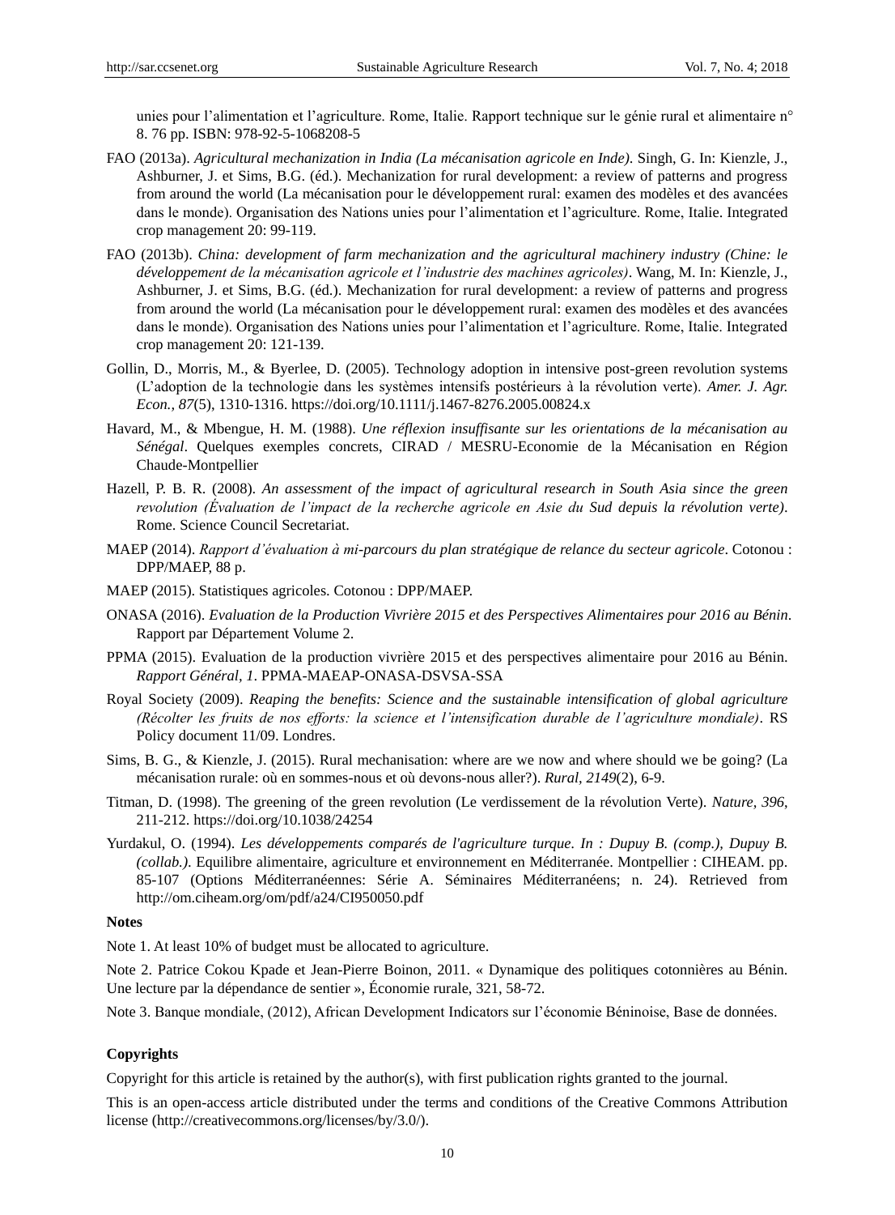unies pour l'alimentation et l'agriculture. Rome, Italie. Rapport technique sur le génie rural et alimentaire n° 8. 76 pp. ISBN: 978-92-5-1068208-5

FAO (2013a). *Agricultural mechanization in India (La mécanisation agricole en Inde)*. Singh, G. In: Kienzle, J., Ashburner, J. et Sims, B.G. (éd.). Mechanization for rural development: a review of patterns and progress from around the world (La mécanisation pour le développement rural: examen des modèles et des avancées dans le monde). Organisation des Nations unies pour l'alimentation et l'agriculture. Rome, Italie. Integrated crop management 20: 99-119.

FAO (2013b). *China: development of farm mechanization and the agricultural machinery industry (Chine: le développement de la mécanisation agricole et l'industrie des machines agricoles)*. Wang, M. In: Kienzle, J., Ashburner, J. et Sims, B.G. (éd.). Mechanization for rural development: a review of patterns and progress from around the world (La mécanisation pour le développement rural: examen des modèles et des avancées dans le monde). Organisation des Nations unies pour l'alimentation et l'agriculture. Rome, Italie. Integrated crop management 20: 121-139.

Gollin, D., Morris, M., & Byerlee, D. (2005). Technology adoption in intensive post-green revolution systems (L'adoption de la technologie dans les systèmes intensifs postérieurs à la révolution verte). *Amer. J. Agr. Econ., 87*(5), 1310-1316. https://doi.org/10.1111/j.1467-8276.2005.00824.x

Havard, M., & Mbengue, H. M. (1988). *Une réflexion insuffisante sur les orientations de la mécanisation au Sénégal*. Quelques exemples concrets, CIRAD / MESRU-Economie de la Mécanisation en Région Chaude-Montpellier

Hazell, P. B. R. (2008). *An assessment of the impact of agricultural research in South Asia since the green revolution (Évaluation de l'impact de la recherche agricole en Asie du Sud depuis la révolution verte)*. Rome. Science Council Secretariat.

MAEP (2014). *Rapport d'évaluation à mi-parcours du plan stratégique de relance du secteur agricole*. Cotonou : DPP/MAEP, 88 p.

MAEP (2015). Statistiques agricoles. Cotonou : DPP/MAEP.

ONASA (2016). *Evaluation de la Production Vivrière 2015 et des Perspectives Alimentaires pour 2016 au Bénin*. Rapport par Département Volume 2.

PPMA (2015). Evaluation de la production vivrière 2015 et des perspectives alimentaire pour 2016 au Bénin. *Rapport Général, 1*. PPMA-MAEAP-ONASA-DSVSA-SSA

Royal Society (2009). *Reaping the benefits: Science and the sustainable intensification of global agriculture (Récolter les fruits de nos efforts: la science et l'intensification durable de l'agriculture mondiale)*. RS Policy document 11/09. Londres.

Sims, B. G., & Kienzle, J. (2015). Rural mechanisation: where are we now and where should we be going? (La mécanisation rurale: où en sommes-nous et où devons-nous aller?). *Rural, 2149*(2), 6-9.

Titman, D. (1998). The greening of the green revolution (Le verdissement de la révolution Verte). *Nature, 396*, 211-212. https://doi.org/10.1038/24254

Yurdakul, O. (1994). *Les développements comparés de l'agriculture turque*. *In : Dupuy B. (comp.), Dupuy B. (collab.)*. Equilibre alimentaire, agriculture et environnement en Méditerranée. Montpellier : CIHEAM. pp. 85-107 (Options Méditerranéennes: Série A. Séminaires Méditerranéens; n. 24). Retrieved from http://om.ciheam.org/om/pdf/a24/CI950050.pdf

## Notes

Note 1. At least 10% of budget must be allocated to agriculture.

Note 2. Patrice Cokou Kpade et Jean-Pierre Boinon, 2011. « Dynamique des politiques cotonnières au Bénin. Une lecture par la dépendance de sentier », Économie rurale, 321, 58-72.

Note 3. Banque mondiale, (2012), African Development Indicators sur l'économie Béninoise, Base de données.

## Copyrights

Copyright for this article is retained by the author(s), with first publication rights granted to the journal.

This is an open-access article distributed under the terms and conditions of the Creative Commons Attribution license (http://creativecommons.org/licenses/by/3.0/).